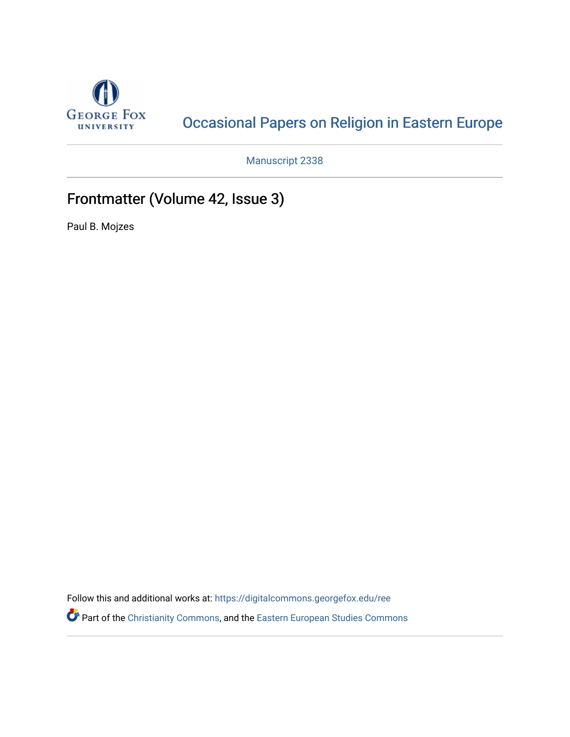George Fox University

Occasional Papers on Religion in Eastern Europe

Manuscript 2338

# Frontmatter (Volume 42, Issue 3)

Paul B. Mojzes

Follow this and additional works at: https://digitalcommons.georgefox.edu/ree

Part of the Christianity Commons, and the Eastern European Studies Commons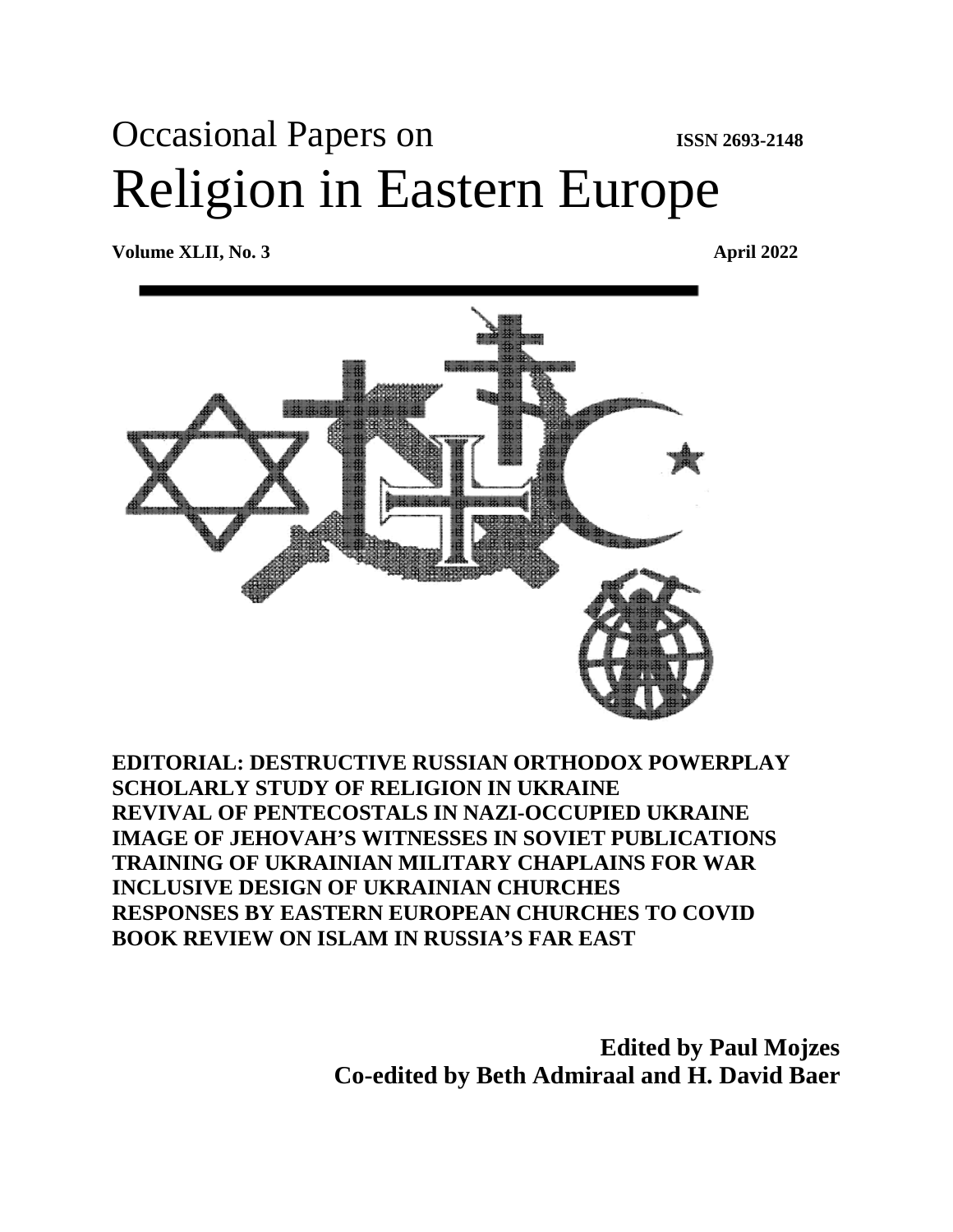# Occasional Papers on Religion in Eastern Europe

ISSN 2693-2148

**Volume XLII, No. 3** **April 2022**

**EDITORIAL: DESTRUCTIVE RUSSIAN ORTHODOX POWERPLAY**
**SCHOLARLY STUDY OF RELIGION IN UKRAINE**
**REVIVAL OF PENTECOSTALS IN NAZI-OCCUPIED UKRAINE**
**IMAGE OF JEHOVAH'S WITNESSES IN SOVIET PUBLICATIONS**
**TRAINING OF UKRAINIAN MILITARY CHAPLAINS FOR WAR**
**INCLUSIVE DESIGN OF UKRAINIAN CHURCHES**
**RESPONSES BY EASTERN EUROPEAN CHURCHES TO COVID**
**BOOK REVIEW ON ISLAM IN RUSSIA'S FAR EAST**

**Edited by Paul Mojzes**
**Co-edited by Beth Admiraal and H. David Baer**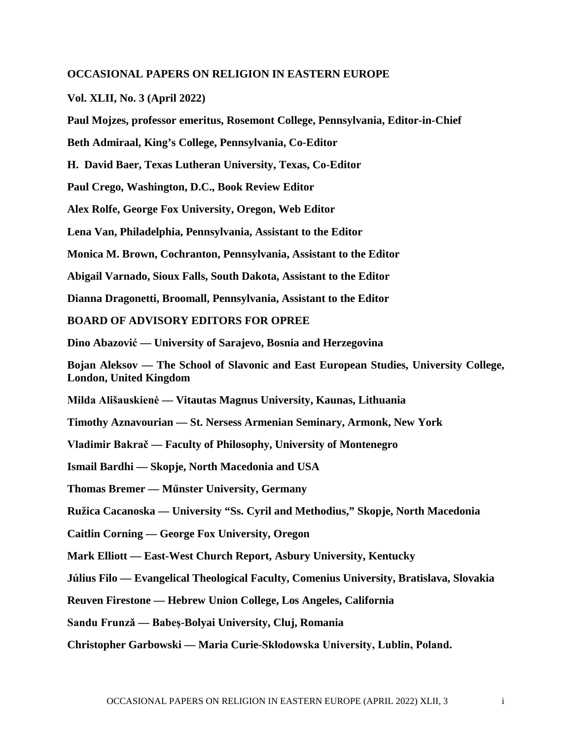**OCCASIONAL PAPERS ON RELIGION IN EASTERN EUROPE**

**Vol. XLII, No. 3 (April 2022)**

**Paul Mojzes, professor emeritus, Rosemont College, Pennsylvania, Editor-in-Chief**

**Beth Admiraal, King's College, Pennsylvania, Co-Editor**

**H. David Baer, Texas Lutheran University, Texas, Co-Editor**

**Paul Crego, Washington, D.C., Book Review Editor**

**Alex Rolfe, George Fox University, Oregon, Web Editor**

**Lena Van, Philadelphia, Pennsylvania, Assistant to the Editor**

**Monica M. Brown, Cochranton, Pennsylvania, Assistant to the Editor**

**Abigail Varnado, Sioux Falls, South Dakota, Assistant to the Editor**

**Dianna Dragonetti, Broomall, Pennsylvania, Assistant to the Editor**

**BOARD OF ADVISORY EDITORS FOR OPREE**

**Dino Abazović — University of Sarajevo, Bosnia and Herzegovina**

**Bojan Aleksov — The School of Slavonic and East European Studies, University College, London, United Kingdom**

**Milda Ališauskienė — Vitautas Magnus University, Kaunas, Lithuania**

**Timothy Aznavourian — St. Nersess Armenian Seminary, Armonk, New York**

**Vladimir Bakrač — Faculty of Philosophy, University of Montenegro**

**Ismail Bardhi — Skopje, North Macedonia and USA**

**Thomas Bremer — Műnster University, Germany**

**Ružica Cacanoska — University "Ss. Cyril and Methodius," Skopje, North Macedonia**

**Caitlin Corning — George Fox University, Oregon**

**Mark Elliott — East-West Church Report, Asbury University, Kentucky**

**Július Filo — Evangelical Theological Faculty, Comenius University, Bratislava, Slovakia**

**Reuven Firestone — Hebrew Union College, Los Angeles, California**

**Sandu Frunză — Babeș-Bolyai University, Cluj, Romania**

**Christopher Garbowski — Maria Curie-Skłodowska University, Lublin, Poland.**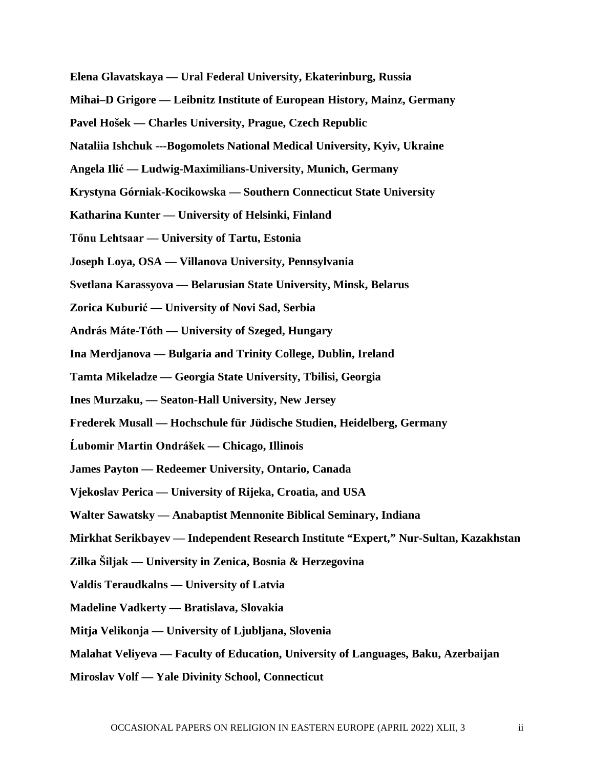**Elena Glavatskaya — Ural Federal University, Ekaterinburg, Russia**

**Mihai–D Grigore — Leibnitz Institute of European History, Mainz, Germany**

**Pavel Hošek — Charles University, Prague, Czech Republic**

**Nataliia Ishchuk ---Bogomolets National Medical University, Kyiv, Ukraine**

**Angela Ilić — Ludwig-Maximilians-University, Munich, Germany**

**Krystyna Górniak-Kocikowska — Southern Connecticut State University**

**Katharina Kunter — University of Helsinki, Finland**

**Tõnu Lehtsaar — University of Tartu, Estonia**

**Joseph Loya, OSA — Villanova University, Pennsylvania**

**Svetlana Karassyova — Belarusian State University, Minsk, Belarus**

**Zorica Kuburić — University of Novi Sad, Serbia**

**András Máte-Tóth — University of Szeged, Hungary**

**Ina Merdjanova — Bulgaria and Trinity College, Dublin, Ireland**

**Tamta Mikeladze — Georgia State University, Tbilisi, Georgia**

**Ines Murzaku, — Seaton-Hall University, New Jersey**

**Frederek Musall — Hochschule für Jüdische Studien, Heidelberg, Germany**

**Ĺubomir Martin Ondrášek — Chicago, Illinois**

**James Payton — Redeemer University, Ontario, Canada**

**Vjekoslav Perica — University of Rijeka, Croatia, and USA**

**Walter Sawatsky — Anabaptist Mennonite Biblical Seminary, Indiana**

**Mirkhat Serikbayev — Independent Research Institute "Expert," Nur-Sultan, Kazakhstan**

**Zilka Šiljak — University in Zenica, Bosnia & Herzegovina**

**Valdis Teraudkalns — University of Latvia**

**Madeline Vadkerty — Bratislava, Slovakia**

**Mitja Velikonja — University of Ljubljana, Slovenia**

**Malahat Veliyeva — Faculty of Education, University of Languages, Baku, Azerbaijan**

**Miroslav Volf — Yale Divinity School, Connecticut**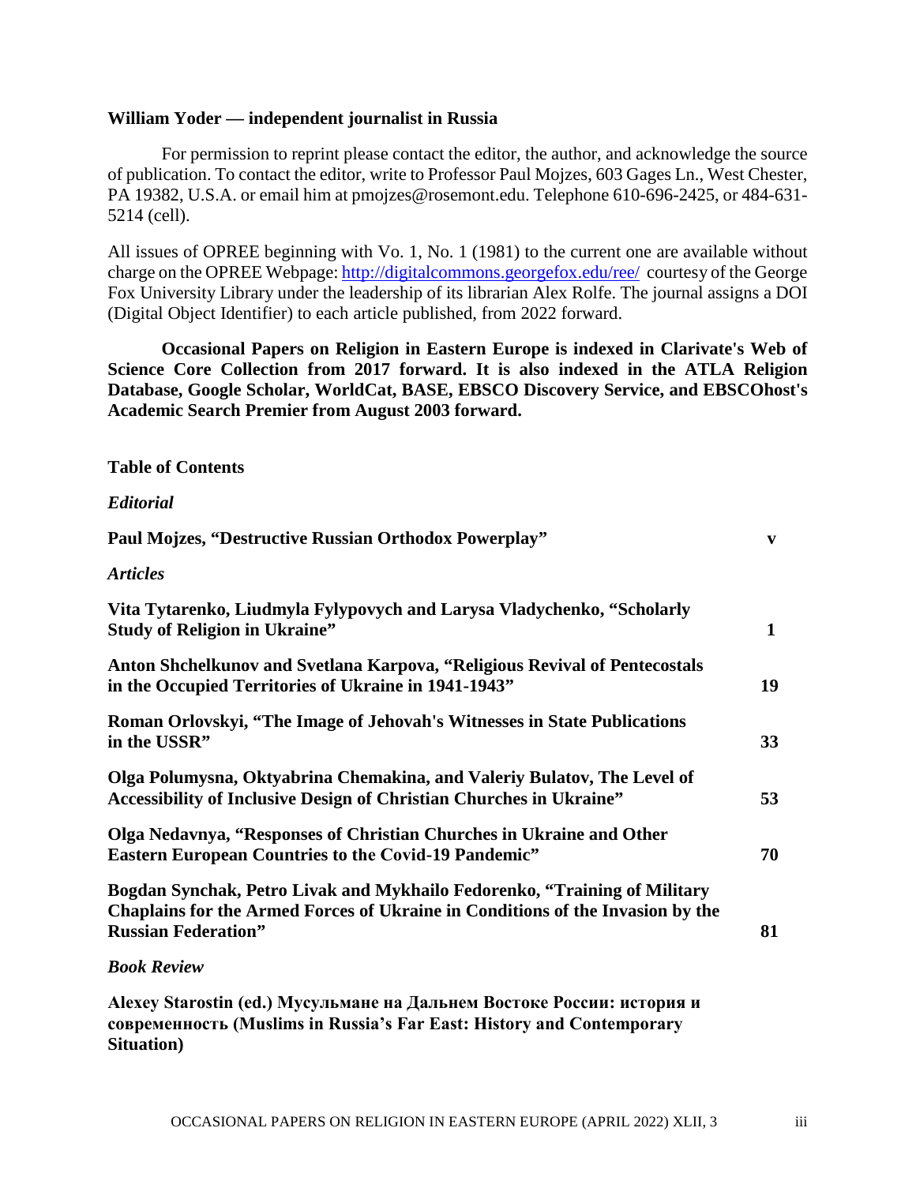**William Yoder — independent journalist in Russia**

For permission to reprint please contact the editor, the author, and acknowledge the source of publication. To contact the editor, write to Professor Paul Mojzes, 603 Gages Ln., West Chester, PA 19382, U.S.A. or email him at pmojzes@rosemont.edu. Telephone 610-696-2425, or 484-631-5214 (cell).

All issues of OPREE beginning with Vo. 1, No. 1 (1981) to the current one are available without charge on the OPREE Webpage: http://digitalcommons.georgefox.edu/ree/ courtesy of the George Fox University Library under the leadership of its librarian Alex Rolfe. The journal assigns a DOI (Digital Object Identifier) to each article published, from 2022 forward.

**Occasional Papers on Religion in Eastern Europe is indexed in Clarivate's Web of Science Core Collection from 2017 forward. It is also indexed in the ATLA Religion Database, Google Scholar, WorldCat, BASE, EBSCO Discovery Service, and EBSCOhost's Academic Search Premier from August 2003 forward.**

**Table of Contents**

***Editorial***

**Paul Mojzes, "Destructive Russian Orthodox Powerplay"** — **v**

***Articles***

**Vita Tytarenko, Liudmyla Fylypovych and Larysa Vladychenko, "Scholarly Study of Religion in Ukraine"** — **1**

**Anton Shchelkunov and Svetlana Karpova, "Religious Revival of Pentecostals in the Occupied Territories of Ukraine in 1941-1943"** — **19**

**Roman Orlovskyi, "The Image of Jehovah's Witnesses in State Publications in the USSR"** — **33**

**Olga Polumysna, Oktyabrina Chemakina, and Valeriy Bulatov, The Level of Accessibility of Inclusive Design of Christian Churches in Ukraine"** — **53**

**Olga Nedavnya, "Responses of Christian Churches in Ukraine and Other Eastern European Countries to the Covid-19 Pandemic"** — **70**

**Bogdan Synchak, Petro Livak and Mykhailo Fedorenko, "Training of Military Chaplains for the Armed Forces of Ukraine in Conditions of the Invasion by the Russian Federation"** — **81**

***Book Review***

**Alexey Starostin (ed.) Мусульмане на Дальнем Востоке России: история и современность (Muslims in Russia's Far East: History and Contemporary Situation)**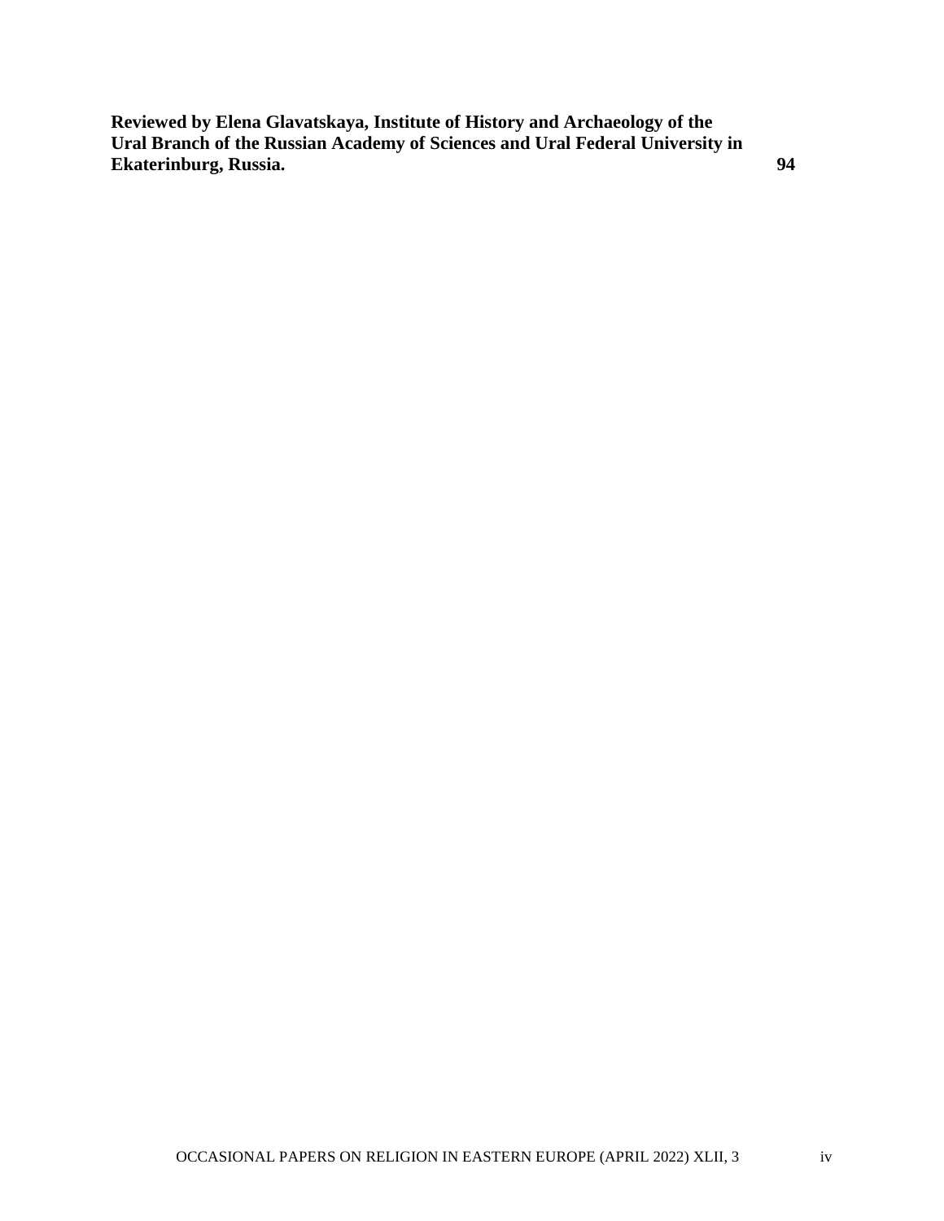**Reviewed by Elena Glavatskaya, Institute of History and Archaeology of the Ural Branch of the Russian Academy of Sciences and Ural Federal University in Ekaterinburg, Russia.** **94**